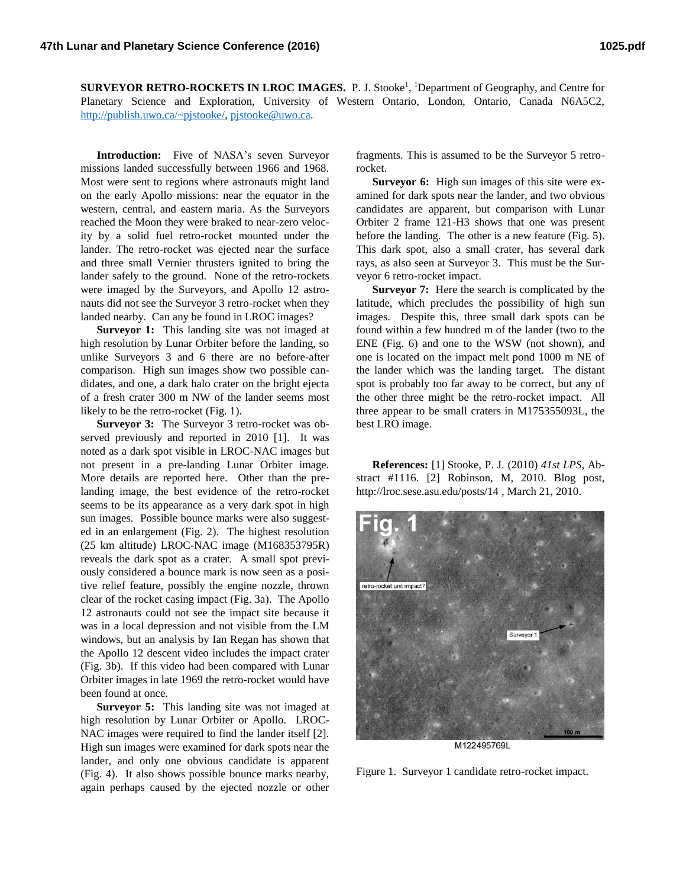**SURVEYOR RETRO-ROCKETS IN LROC IMAGES.** P. J. Stooke[1], [1]Department of Geography, and Centre for Planetary Science and Exploration, University of Western Ontario, London, Ontario, Canada N6A5C2, http://publish.uwo.ca/~pjstooke/, pjstooke@uwo.ca.

**Introduction:** Five of NASA's seven Surveyor missions landed successfully between 1966 and 1968. Most were sent to regions where astronauts might land on the early Apollo missions: near the equator in the western, central, and eastern maria. As the Surveyors reached the Moon they were braked to near-zero velocity by a solid fuel retro-rocket mounted under the lander. The retro-rocket was ejected near the surface and three small Vernier thrusters ignited to bring the lander safely to the ground. None of the retro-rockets were imaged by the Surveyors, and Apollo 12 astronauts did not see the Surveyor 3 retro-rocket when they landed nearby. Can any be found in LROC images?

**Surveyor 1:** This landing site was not imaged at high resolution by Lunar Orbiter before the landing, so unlike Surveyors 3 and 6 there are no before-after comparison. High sun images show two possible candidates, and one, a dark halo crater on the bright ejecta of a fresh crater 300 m NW of the lander seems most likely to be the retro-rocket (Fig. 1).

**Surveyor 3:** The Surveyor 3 retro-rocket was observed previously and reported in 2010 [1]. It was noted as a dark spot visible in LROC-NAC images but not present in a pre-landing Lunar Orbiter image. More details are reported here. Other than the pre-landing image, the best evidence of the retro-rocket seems to be its appearance as a very dark spot in high sun images. Possible bounce marks were also suggested in an enlargement (Fig. 2). The highest resolution (25 km altitude) LROC-NAC image (M168353795R) reveals the dark spot as a crater. A small spot previously considered a bounce mark is now seen as a positive relief feature, possibly the engine nozzle, thrown clear of the rocket casing impact (Fig. 3a). The Apollo 12 astronauts could not see the impact site because it was in a local depression and not visible from the LM windows, but an analysis by Ian Regan has shown that the Apollo 12 descent video includes the impact crater (Fig. 3b). If this video had been compared with Lunar Orbiter images in late 1969 the retro-rocket would have been found at once.

**Surveyor 5:** This landing site was not imaged at high resolution by Lunar Orbiter or Apollo. LROC-NAC images were required to find the lander itself [2]. High sun images were examined for dark spots near the lander, and only one obvious candidate is apparent (Fig. 4). It also shows possible bounce marks nearby, again perhaps caused by the ejected nozzle or other fragments. This is assumed to be the Surveyor 5 retro-rocket.

**Surveyor 6:** High sun images of this site were examined for dark spots near the lander, and two obvious candidates are apparent, but comparison with Lunar Orbiter 2 frame 121-H3 shows that one was present before the landing. The other is a new feature (Fig. 5). This dark spot, also a small crater, has several dark rays, as also seen at Surveyor 3. This must be the Surveyor 6 retro-rocket impact.

**Surveyor 7:** Here the search is complicated by the latitude, which precludes the possibility of high sun images. Despite this, three small dark spots can be found within a few hundred m of the lander (two to the ENE (Fig. 6) and one to the WSW (not shown), and one is located on the impact melt pond 1000 m NE of the lander which was the landing target. The distant spot is probably too far away to be correct, but any of the other three might be the retro-rocket impact. All three appear to be small craters in M175355093L, the best LRO image.

**References:** [1] Stooke, P. J. (2010) *41st LPS*, Abstract #1116. [2] Robinson, M, 2010. Blog post, http://lroc.sese.asu.edu/posts/14 , March 21, 2010.

Fig. 1 — retro-rocket unit impact? — Surveyor 1 — 100 m — M122495769L

Figure 1. Surveyor 1 candidate retro-rocket impact.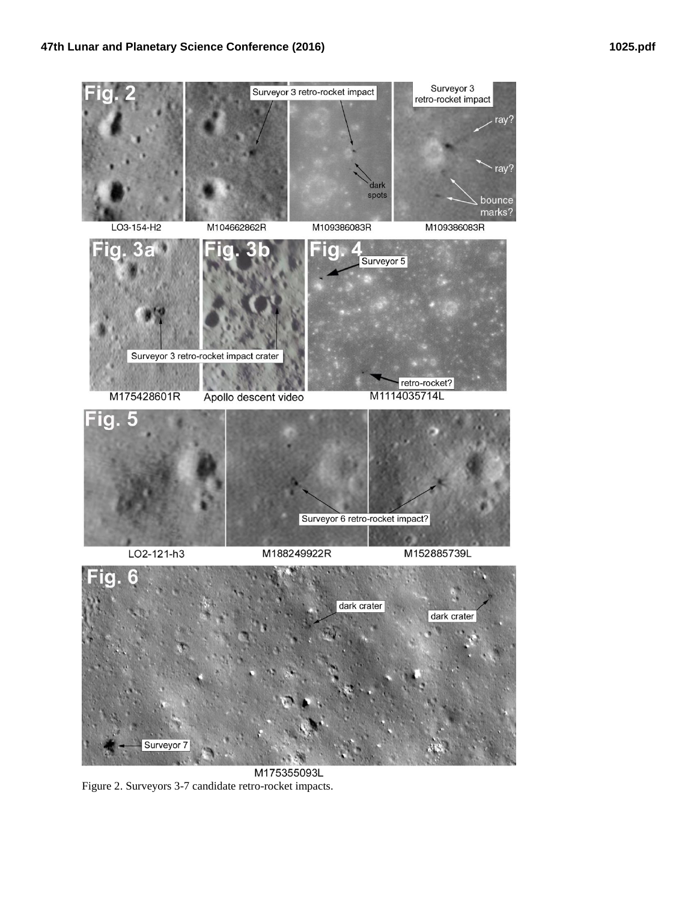Fig. 2

Surveyor 3 retro-rocket impact

dark spots

Surveyor 3 retro-rocket impact

ray?

ray?

bounce marks?

LO3-154-H2

M104662862R

M109386083R

M109386083R

Fig. 3a

Fig. 3b

Surveyor 3 retro-rocket impact crater

M175428601R

Apollo descent video

Fig. 4

Surveyor 5

retro-rocket?

M1114035714L

Fig. 5

Surveyor 6 retro-rocket impact?

LO2-121-h3

M188249922R

M152885739L

Fig. 6

dark crater

dark crater

Surveyor 7

M175355093L

Figure 2. Surveyors 3-7 candidate retro-rocket impacts.